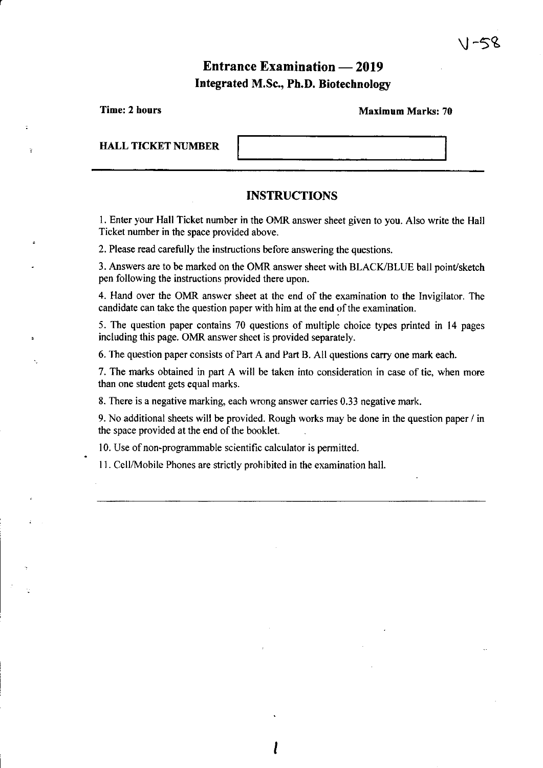V-58

# Entrance Examination — 2019

## Integrated M.Sc., Ph.D. Biotechnology

**Time: 2 hours** | **Maximum Marks: 70**

**HALL TICKET NUMBER**

---

## INSTRUCTIONS

1. Enter your Hall Ticket number in the OMR answer sheet given to you. Also write the Hall Ticket number in the space provided above.

2. Please read carefully the instructions before answering the questions.

3. Answers are to be marked on the OMR answer sheet with BLACK/BLUE ball point/sketch pen following the instructions provided there upon.

4. Hand over the OMR answer sheet at the end of the examination to the Invigilator. The candidate can take the question paper with him at the end of the examination.

5. The question paper contains 70 questions of multiple choice types printed in 14 pages including this page. OMR answer sheet is provided separately.

6. The question paper consists of Part A and Part B. All questions carry one mark each.

7. The marks obtained in part A will be taken into consideration in case of tie, when more than one student gets equal marks.

8. There is a negative marking, each wrong answer carries 0.33 negative mark.

9. No additional sheets will be provided. Rough works may be done in the question paper / in the space provided at the end of the booklet.

10. Use of non-programmable scientific calculator is permitted.

11. Cell/Mobile Phones are strictly prohibited in the examination hall.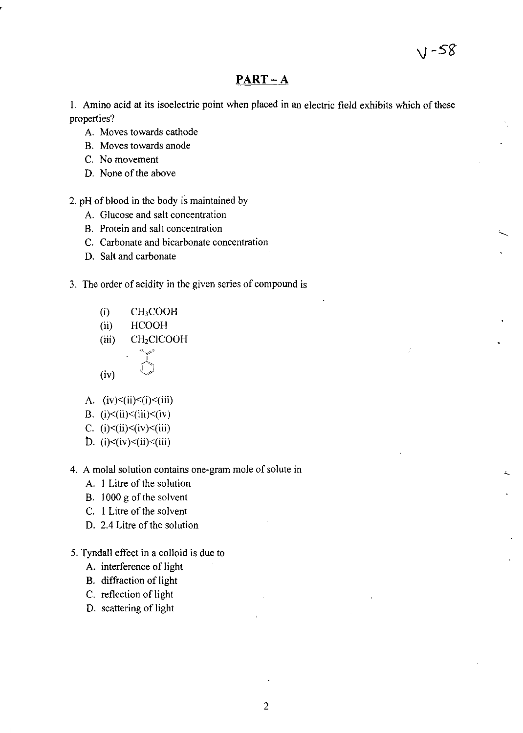## PART – A

1. Amino acid at its isoelectric point when placed in an electric field exhibits which of these properties?

   A. Moves towards cathode
   B. Moves towards anode
   C. No movement
   D. None of the above

2. pH of blood in the body is maintained by

   A. Glucose and salt concentration
   B. Protein and salt concentration
   C. Carbonate and bicarbonate concentration
   D. Salt and carbonate

3. The order of acidity in the given series of compound is

   (i) $CH_3COOH$
   (ii) $HCOOH$
   (iii) $CH_2ClCOOH$
   (iv) [benzoic acid structure]

   A. (iv)<(ii)<(i)<(iii)
   B. (i)<(ii)<(iii)<(iv)
   C. (i)<(ii)<(iv)<(iii)
   D. (i)<(iv)<(ii)<(iii)

4. A molal solution contains one-gram mole of solute in

   A. 1 Litre of the solution
   B. 1000 g of the solvent
   C. 1 Litre of the solvent
   D. 2.4 Litre of the solution

5. Tyndall effect in a colloid is due to

   A. interference of light
   B. diffraction of light
   C. reflection of light
   D. scattering of light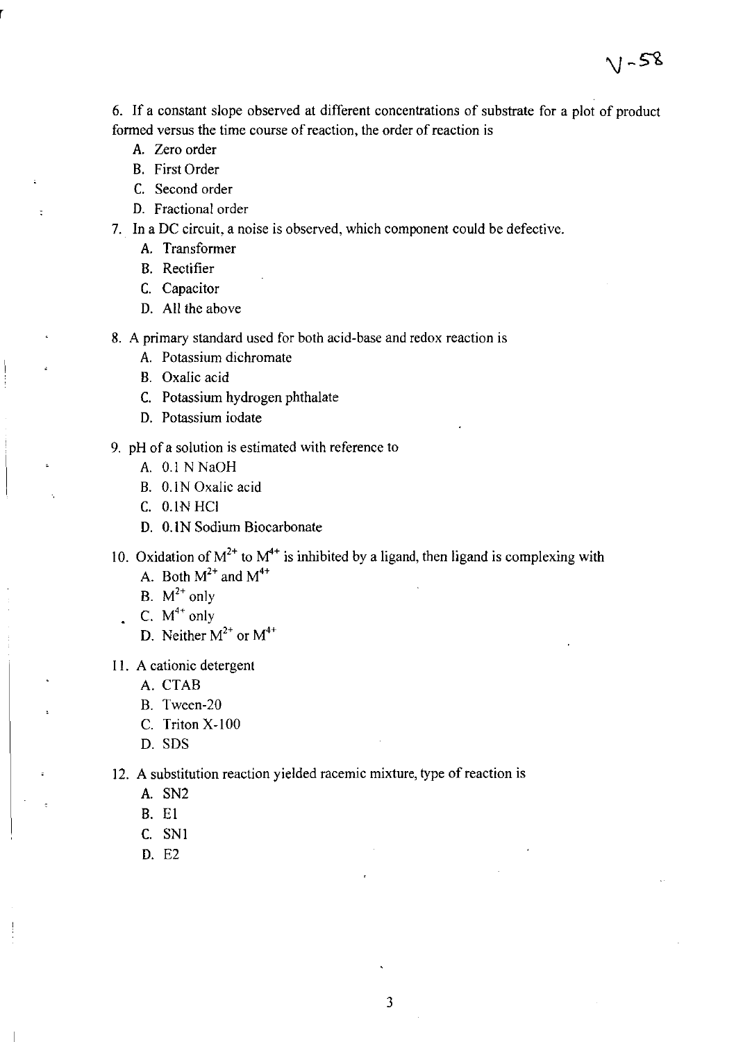6. If a constant slope observed at different concentrations of substrate for a plot of product formed versus the time course of reaction, the order of reaction is

   A. Zero order
   B. First Order
   C. Second order
   D. Fractional order

7. In a DC circuit, a noise is observed, which component could be defective.

   A. Transformer
   B. Rectifier
   C. Capacitor
   D. All the above

8. A primary standard used for both acid-base and redox reaction is

   A. Potassium dichromate
   B. Oxalic acid
   C. Potassium hydrogen phthalate
   D. Potassium iodate

9. pH of a solution is estimated with reference to

   A. 0.1 N NaOH
   B. 0.1N Oxalic acid
   C. 0.1N HCl
   D. 0.1N Sodium Biocarbonate

10. Oxidation of $M^{2+}$ to $M^{4+}$ is inhibited by a ligand, then ligand is complexing with

    A. Both $M^{2+}$ and $M^{4+}$
    B. $M^{2+}$ only
    C. $M^{4+}$ only
    D. Neither $M^{2+}$ or $M^{4+}$

11. A cationic detergent

    A. CTAB
    B. Tween-20
    C. Triton X-100
    D. SDS

12. A substitution reaction yielded racemic mixture, type of reaction is

    A. SN2
    B. E1
    C. SN1
    D. E2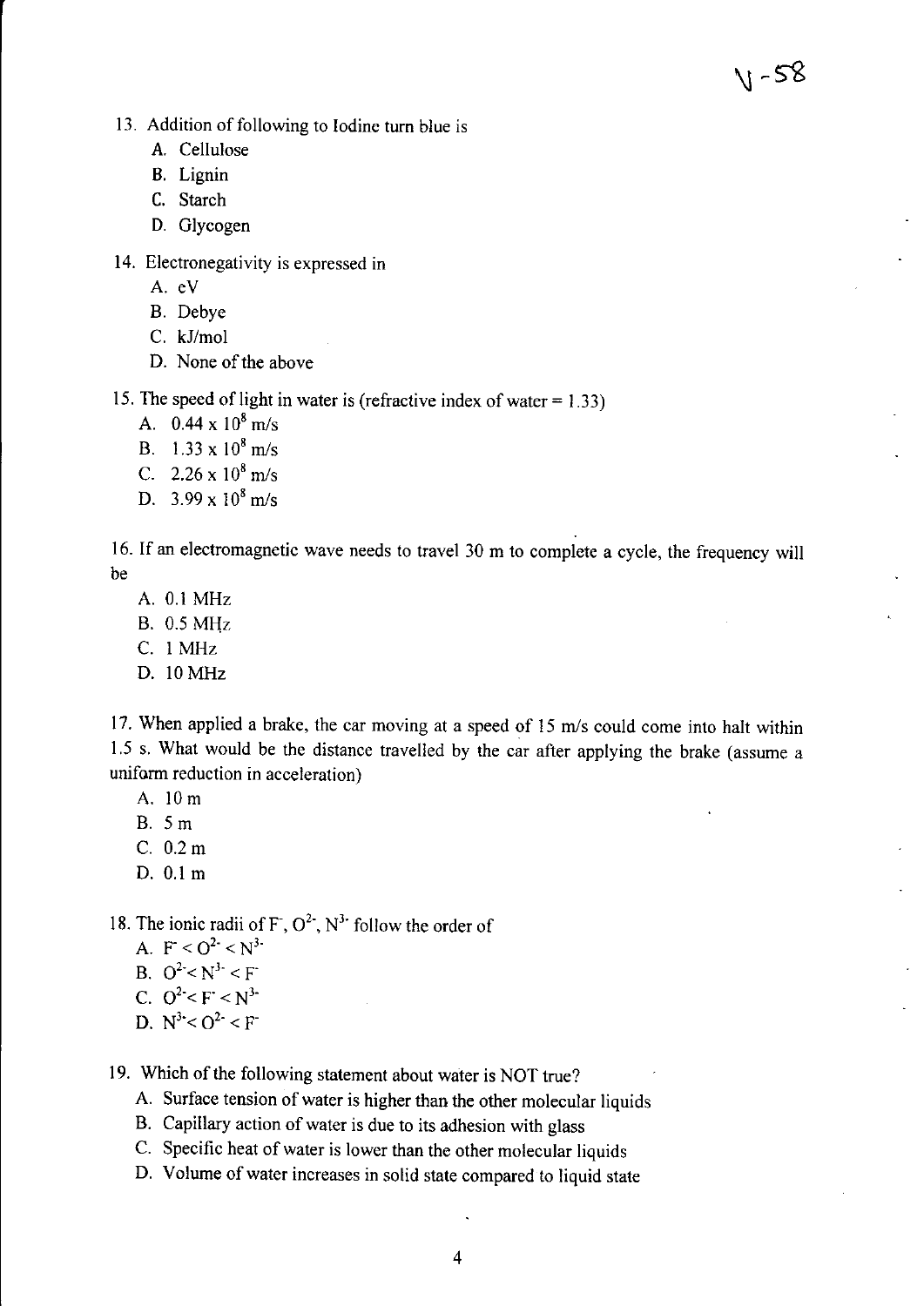13. Addition of following to Iodine turn blue is
    - A. Cellulose
    - B. Lignin
    - C. Starch
    - D. Glycogen

14. Electronegativity is expressed in
    - A. eV
    - B. Debye
    - C. kJ/mol
    - D. None of the above

15. The speed of light in water is (refractive index of water = 1.33)
    - A. $0.44 \times 10^8$ m/s
    - B. $1.33 \times 10^8$ m/s
    - C. $2.26 \times 10^8$ m/s
    - D. $3.99 \times 10^8$ m/s

16. If an electromagnetic wave needs to travel 30 m to complete a cycle, the frequency will be
    - A. 0.1 MHz
    - B. 0.5 MHz
    - C. 1 MHz
    - D. 10 MHz

17. When applied a brake, the car moving at a speed of 15 m/s could come into halt within 1.5 s. What would be the distance travelled by the car after applying the brake (assume a uniform reduction in acceleration)
    - A. 10 m
    - B. 5 m
    - C. 0.2 m
    - D. 0.1 m

18. The ionic radii of $F^-$, $O^{2-}$, $N^{3-}$ follow the order of
    - A. $F^- < O^{2-} < N^{3-}$
    - B. $O^{2-} < N^{3-} < F^-$
    - C. $O^{2-} < F^- < N^{3-}$
    - D. $N^{3-} < O^{2-} < F^-$

19. Which of the following statement about water is NOT true?
    - A. Surface tension of water is higher than the other molecular liquids
    - B. Capillary action of water is due to its adhesion with glass
    - C. Specific heat of water is lower than the other molecular liquids
    - D. Volume of water increases in solid state compared to liquid state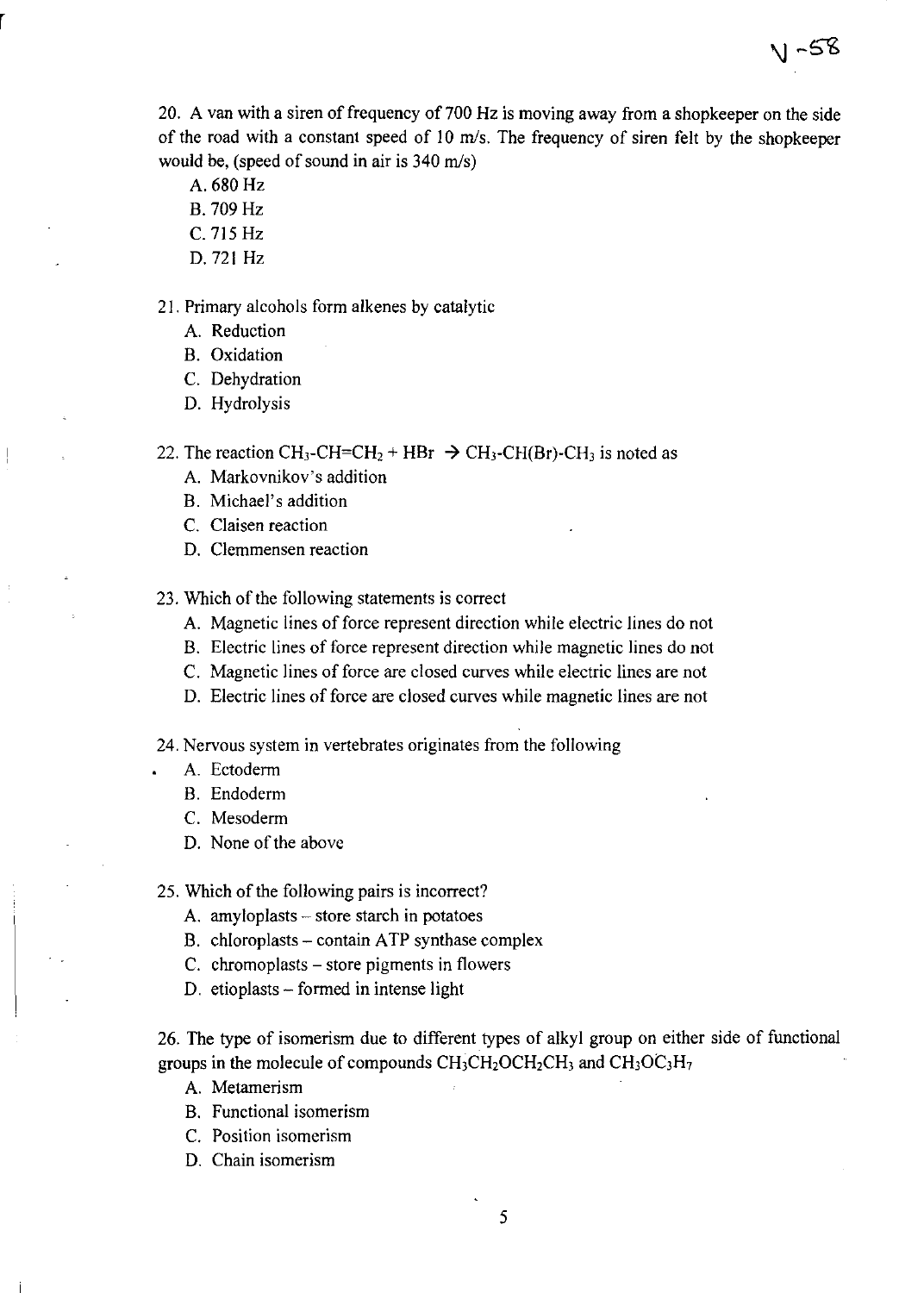20. A van with a siren of frequency of 700 Hz is moving away from a shopkeeper on the side of the road with a constant speed of 10 m/s. The frequency of siren felt by the shopkeeper would be, (speed of sound in air is 340 m/s)

A. 680 Hz
B. 709 Hz
C. 715 Hz
D. 721 Hz

21. Primary alcohols form alkenes by catalytic

A. Reduction
B. Oxidation
C. Dehydration
D. Hydrolysis

22. The reaction $CH_3\text{-}CH{=}CH_2 + HBr \rightarrow CH_3\text{-}CH(Br)\text{-}CH_3$ is noted as

A. Markovnikov's addition
B. Michael's addition
C. Claisen reaction
D. Clemmensen reaction

23. Which of the following statements is correct

A. Magnetic lines of force represent direction while electric lines do not
B. Electric lines of force represent direction while magnetic lines do not
C. Magnetic lines of force are closed curves while electric lines are not
D. Electric lines of force are closed curves while magnetic lines are not

24. Nervous system in vertebrates originates from the following

A. Ectoderm
B. Endoderm
C. Mesoderm
D. None of the above

25. Which of the following pairs is incorrect?

A. amyloplasts – store starch in potatoes
B. chloroplasts – contain ATP synthase complex
C. chromoplasts – store pigments in flowers
D. etioplasts – formed in intense light

26. The type of isomerism due to different types of alkyl group on either side of functional groups in the molecule of compounds $CH_3CH_2OCH_2CH_3$ and $CH_3OC_3H_7$

A. Metamerism
B. Functional isomerism
C. Position isomerism
D. Chain isomerism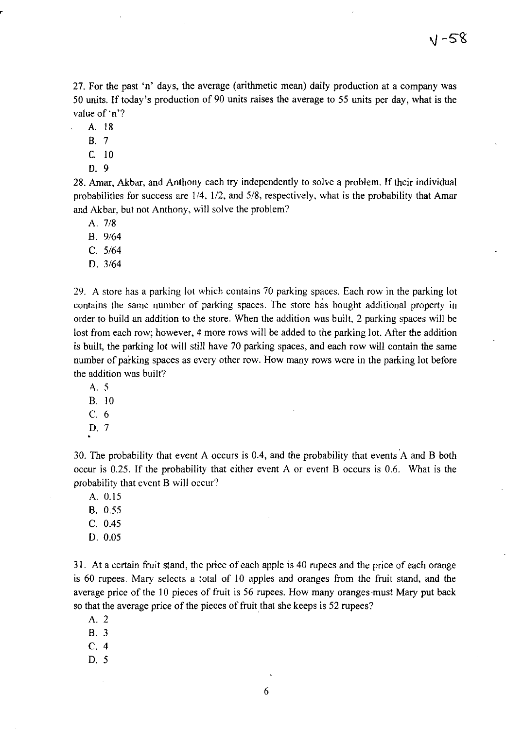V-58

27. For the past 'n' days, the average (arithmetic mean) daily production at a company was 50 units. If today's production of 90 units raises the average to 55 units per day, what is the value of 'n'?

A. 18
B. 7
C. 10
D. 9

28. Amar, Akbar, and Anthony each try independently to solve a problem. If their individual probabilities for success are 1/4, 1/2, and 5/8, respectively, what is the probability that Amar and Akbar, but not Anthony, will solve the problem?

A. 7/8
B. 9/64
C. 5/64
D. 3/64

29. A store has a parking lot which contains 70 parking spaces. Each row in the parking lot contains the same number of parking spaces. The store has bought additional property in order to build an addition to the store. When the addition was built, 2 parking spaces will be lost from each row; however, 4 more rows will be added to the parking lot. After the addition is built, the parking lot will still have 70 parking spaces, and each row will contain the same number of parking spaces as every other row. How many rows were in the parking lot before the addition was built?

A. 5
B. 10
C. 6
D. 7

30. The probability that event A occurs is 0.4, and the probability that events A and B both occur is 0.25. If the probability that either event A or event B occurs is 0.6. What is the probability that event B will occur?

A. 0.15
B. 0.55
C. 0.45
D. 0.05

31. At a certain fruit stand, the price of each apple is 40 rupees and the price of each orange is 60 rupees. Mary selects a total of 10 apples and oranges from the fruit stand, and the average price of the 10 pieces of fruit is 56 rupees. How many oranges must Mary put back so that the average price of the pieces of fruit that she keeps is 52 rupees?

A. 2
B. 3
C. 4
D. 5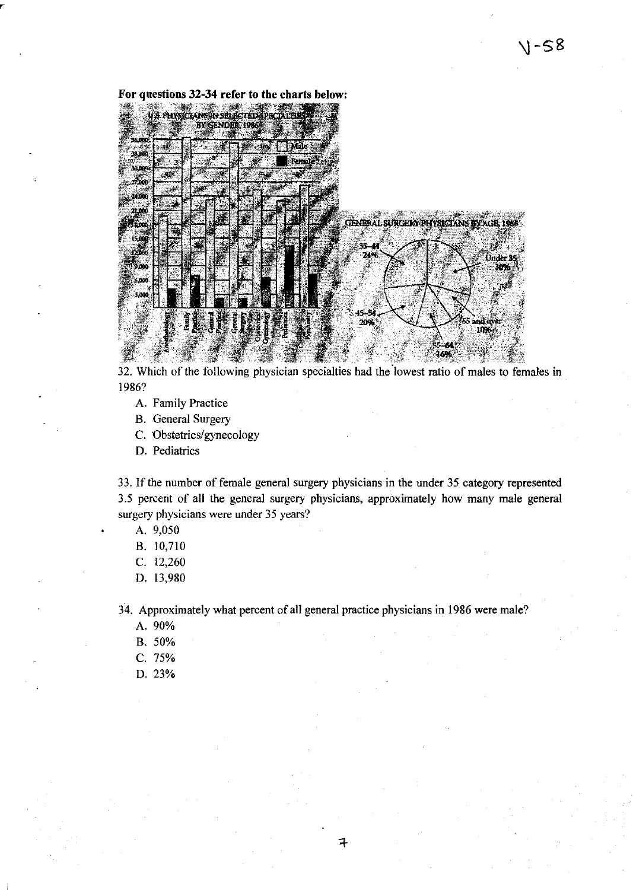**For questions 32-34 refer to the charts below:**

32. Which of the following physician specialties had the lowest ratio of males to females in 1986?

   A. Family Practice
   B. General Surgery
   C. Obstetrics/gynecology
   D. Pediatrics

33. If the number of female general surgery physicians in the under 35 category represented 3.5 percent of all the general surgery physicians, approximately how many male general surgery physicians were under 35 years?

   A. 9,050
   B. 10,710
   C. 12,260
   D. 13,980

34. Approximately what percent of all general practice physicians in 1986 were male?

   A. 90%
   B. 50%
   C. 75%
   D. 23%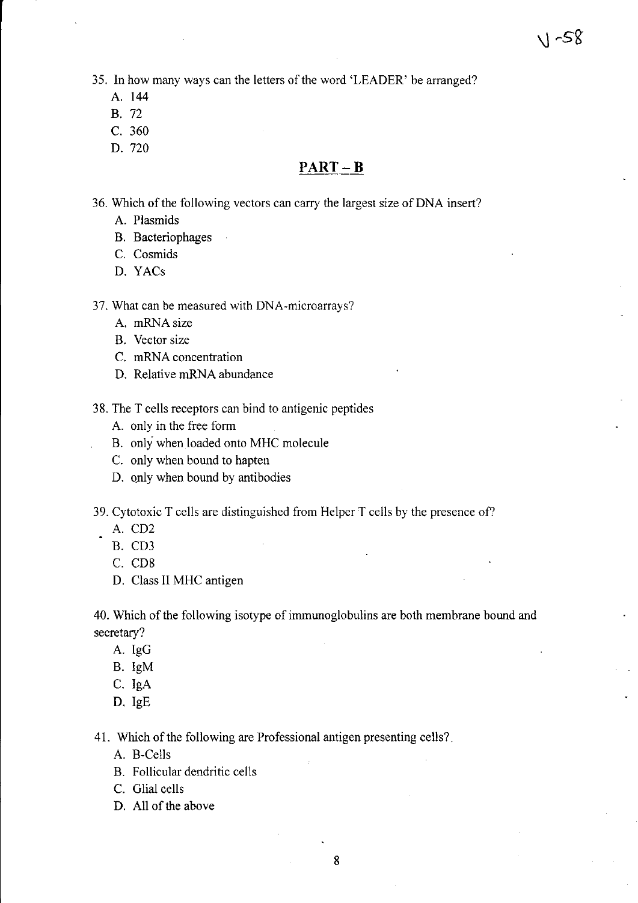35. In how many ways can the letters of the word 'LEADER' be arranged?
   A. 144
   B. 72
   C. 360
   D. 720

## PART – B

36. Which of the following vectors can carry the largest size of DNA insert?
   A. Plasmids
   B. Bacteriophages
   C. Cosmids
   D. YACs

37. What can be measured with DNA-microarrays?
   A. mRNA size
   B. Vector size
   C. mRNA concentration
   D. Relative mRNA abundance

38. The T cells receptors can bind to antigenic peptides
   A. only in the free form
   B. only when loaded onto MHC molecule
   C. only when bound to hapten
   D. only when bound by antibodies

39. Cytotoxic T cells are distinguished from Helper T cells by the presence of?
   A. CD2
   B. CD3
   C. CD8
   D. Class II MHC antigen

40. Which of the following isotype of immunoglobulins are both membrane bound and secretary?
   A. IgG
   B. IgM
   C. IgA
   D. IgE

41. Which of the following are Professional antigen presenting cells?
   A. B-Cells
   B. Follicular dendritic cells
   C. Glial cells
   D. All of the above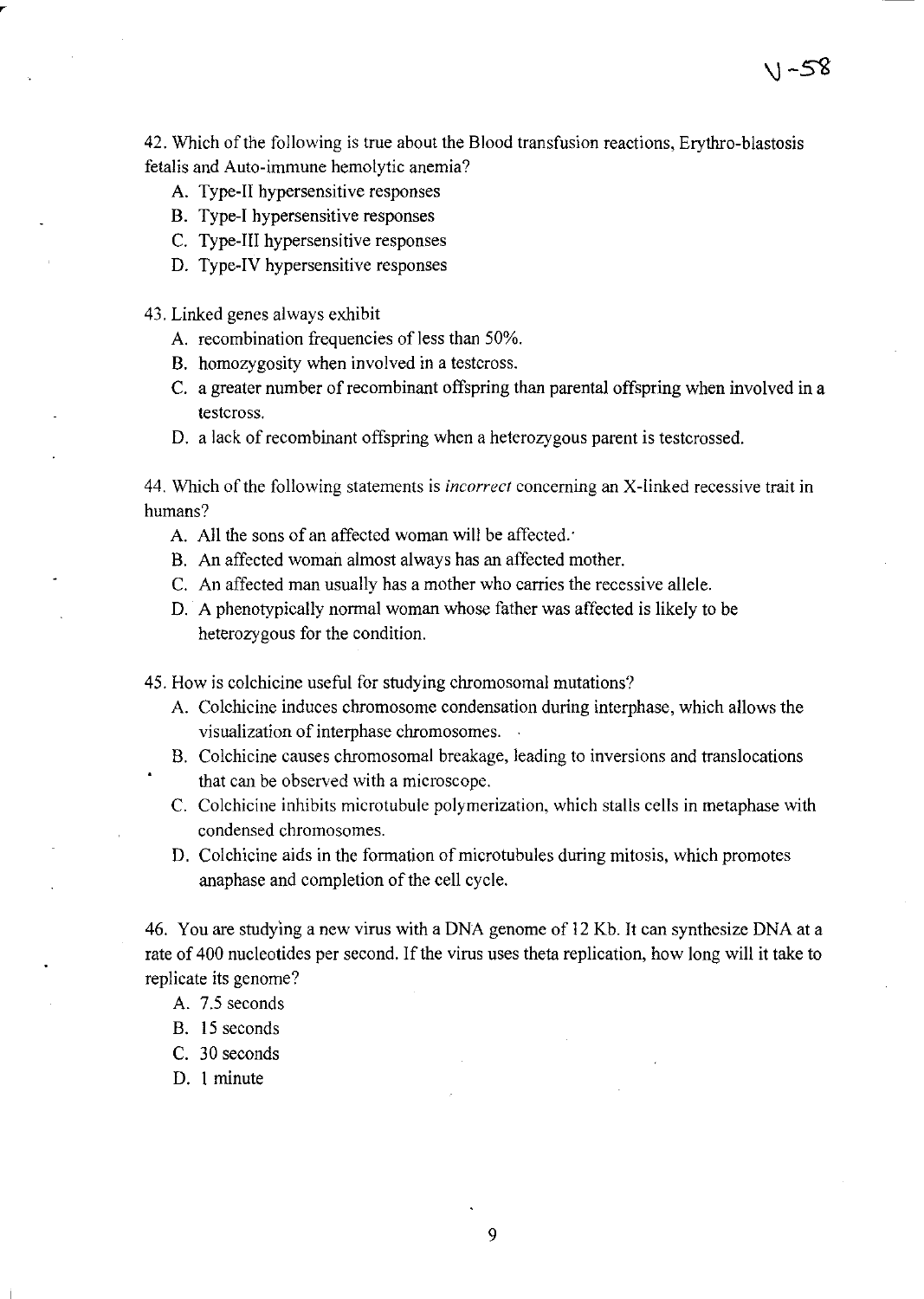42. Which of the following is true about the Blood transfusion reactions, Erythro-blastosis fetalis and Auto-immune hemolytic anemia?

A. Type-II hypersensitive responses
B. Type-I hypersensitive responses
C. Type-III hypersensitive responses
D. Type-IV hypersensitive responses

43. Linked genes always exhibit

A. recombination frequencies of less than 50%.
B. homozygosity when involved in a testcross.
C. a greater number of recombinant offspring than parental offspring when involved in a testcross.
D. a lack of recombinant offspring when a heterozygous parent is testcrossed.

44. Which of the following statements is *incorrect* concerning an X-linked recessive trait in humans?

A. All the sons of an affected woman will be affected.
B. An affected woman almost always has an affected mother.
C. An affected man usually has a mother who carries the recessive allele.
D. A phenotypically normal woman whose father was affected is likely to be heterozygous for the condition.

45. How is colchicine useful for studying chromosomal mutations?

A. Colchicine induces chromosome condensation during interphase, which allows the visualization of interphase chromosomes.
B. Colchicine causes chromosomal breakage, leading to inversions and translocations that can be observed with a microscope.
C. Colchicine inhibits microtubule polymerization, which stalls cells in metaphase with condensed chromosomes.
D. Colchicine aids in the formation of microtubules during mitosis, which promotes anaphase and completion of the cell cycle.

46. You are studying a new virus with a DNA genome of 12 Kb. It can synthesize DNA at a rate of 400 nucleotides per second. If the virus uses theta replication, how long will it take to replicate its genome?

A. 7.5 seconds
B. 15 seconds
C. 30 seconds
D. 1 minute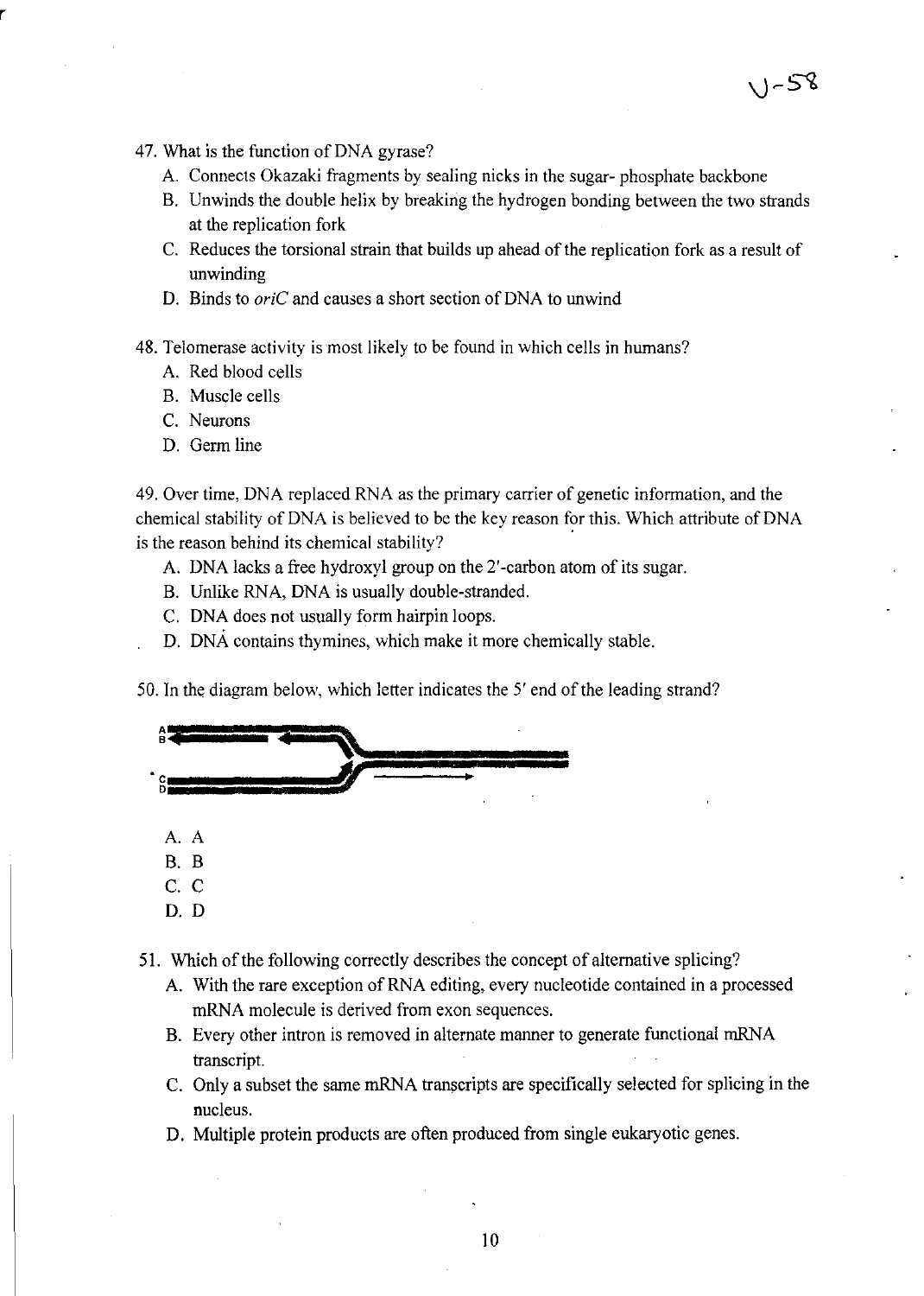47. What is the function of DNA gyrase?
   - A. Connects Okazaki fragments by sealing nicks in the sugar- phosphate backbone
   - B. Unwinds the double helix by breaking the hydrogen bonding between the two strands at the replication fork
   - C. Reduces the torsional strain that builds up ahead of the replication fork as a result of unwinding
   - D. Binds to *oriC* and causes a short section of DNA to unwind

48. Telomerase activity is most likely to be found in which cells in humans?
   - A. Red blood cells
   - B. Muscle cells
   - C. Neurons
   - D. Germ line

49. Over time, DNA replaced RNA as the primary carrier of genetic information, and the chemical stability of DNA is believed to be the key reason for this. Which attribute of DNA is the reason behind its chemical stability?
   - A. DNA lacks a free hydroxyl group on the 2′-carbon atom of its sugar.
   - B. Unlike RNA, DNA is usually double-stranded.
   - C. DNA does not usually form hairpin loops.
   - D. DNA contains thymines, which make it more chemically stable.

50. In the diagram below, which letter indicates the 5′ end of the leading strand?

   - A. A
   - B. B
   - C. C
   - D. D

51. Which of the following correctly describes the concept of alternative splicing?
   - A. With the rare exception of RNA editing, every nucleotide contained in a processed mRNA molecule is derived from exon sequences.
   - B. Every other intron is removed in alternate manner to generate functional mRNA transcript.
   - C. Only a subset the same mRNA transcripts are specifically selected for splicing in the nucleus.
   - D. Multiple protein products are often produced from single eukaryotic genes.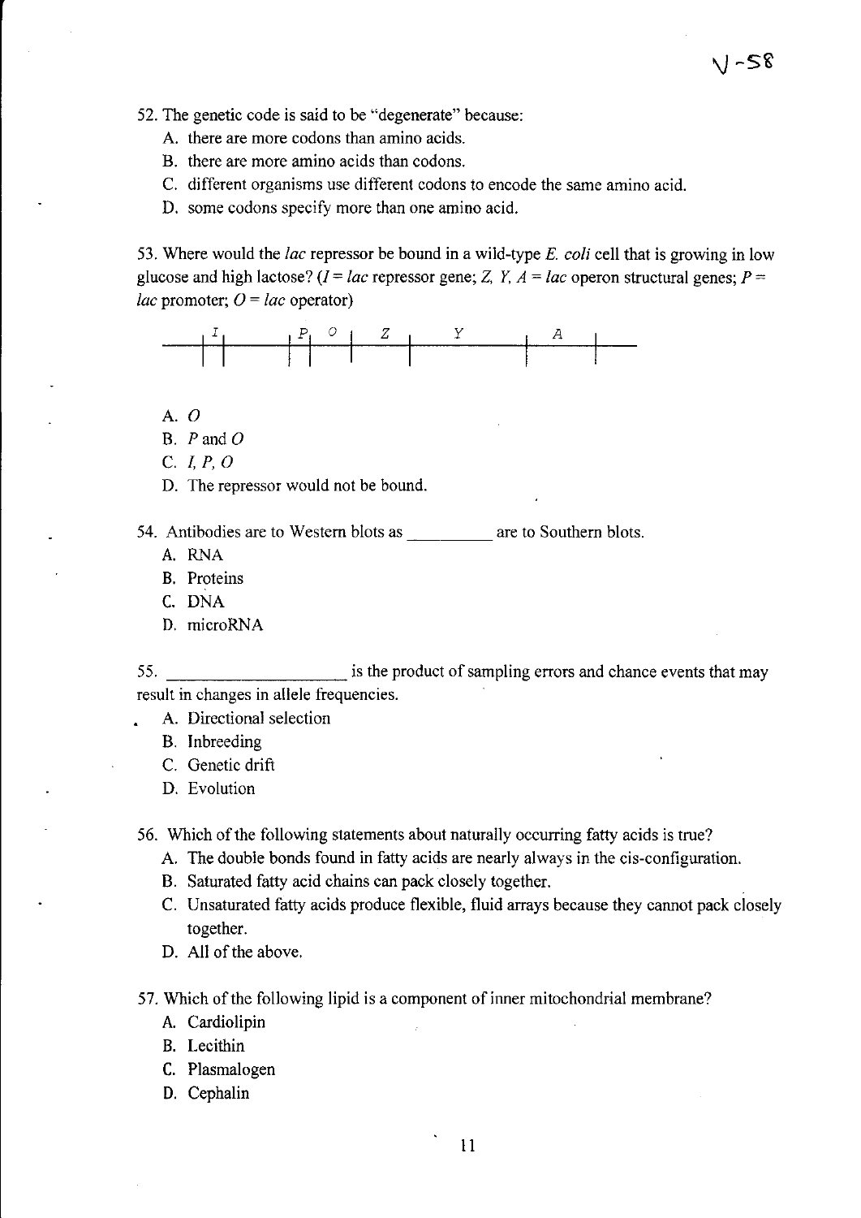52. The genetic code is said to be "degenerate" because:
   A. there are more codons than amino acids.
   B. there are more amino acids than codons.
   C. different organisms use different codons to encode the same amino acid.
   D. some codons specify more than one amino acid.

53. Where would the *lac* repressor be bound in a wild-type *E. coli* cell that is growing in low glucose and high lactose? (*I* = *lac* repressor gene; *Z, Y, A* = *lac* operon structural genes; *P* = *lac* promoter; *O* = *lac* operator)

```
  I    P  O    Z        Y         A
-|-|---|-|---|-----|-----------|------|---
```

   A. *O*
   B. *P* and *O*
   C. *I, P, O*
   D. The repressor would not be bound.

54. Antibodies are to Western blots as __________ are to Southern blots.
   A. RNA
   B. Proteins
   C. DNA
   D. microRNA

55. ____________________ is the product of sampling errors and chance events that may result in changes in allele frequencies.
   A. Directional selection
   B. Inbreeding
   C. Genetic drift
   D. Evolution

56. Which of the following statements about naturally occurring fatty acids is true?
   A. The double bonds found in fatty acids are nearly always in the cis-configuration.
   B. Saturated fatty acid chains can pack closely together.
   C. Unsaturated fatty acids produce flexible, fluid arrays because they cannot pack closely together.
   D. All of the above.

57. Which of the following lipid is a component of inner mitochondrial membrane?
   A. Cardiolipin
   B. Lecithin
   C. Plasmalogen
   D. Cephalin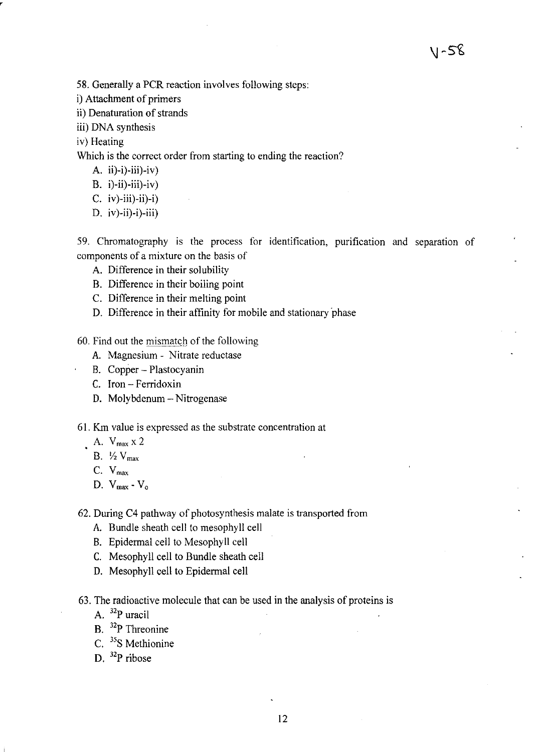58. Generally a PCR reaction involves following steps:

i) Attachment of primers

ii) Denaturation of strands

iii) DNA synthesis

iv) Heating

Which is the correct order from starting to ending the reaction?

A. ii)-i)-iii)-iv)

B. i)-ii)-iii)-iv)

C. iv)-iii)-ii)-i)

D. iv)-ii)-i)-iii)

59. Chromatography is the process for identification, purification and separation of components of a mixture on the basis of

A. Difference in their solubility

B. Difference in their boiling point

C. Difference in their melting point

D. Difference in their affinity for mobile and stationary phase

60. Find out the mismatch of the following

A. Magnesium - Nitrate reductase

B. Copper – Plastocyanin

C. Iron – Ferridoxin

D. Molybdenum – Nitrogenase

61. Km value is expressed as the substrate concentration at

A. $V_{max} \times 2$

B. $\frac{1}{2} V_{max}$

C. $V_{max}$

D. $V_{max} - V_o$

62. During C4 pathway of photosynthesis malate is transported from

A. Bundle sheath cell to mesophyll cell

B. Epidermal cell to Mesophyll cell

C. Mesophyll cell to Bundle sheath cell

D. Mesophyll cell to Epidermal cell

63. The radioactive molecule that can be used in the analysis of proteins is

A. $^{32}P$ uracil

B. $^{32}P$ Threonine

C. $^{35}S$ Methionine

D. $^{32}P$ ribose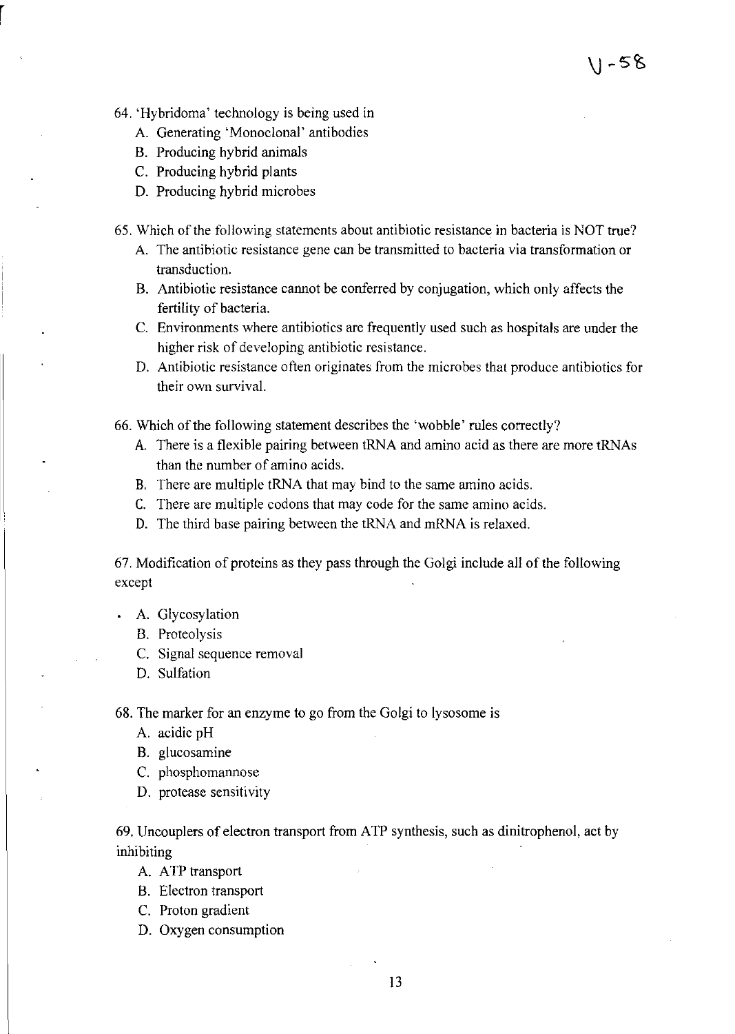64. 'Hybridoma' technology is being used in

   A. Generating 'Monoclonal' antibodies
   B. Producing hybrid animals
   C. Producing hybrid plants
   D. Producing hybrid microbes

65. Which of the following statements about antibiotic resistance in bacteria is NOT true?

   A. The antibiotic resistance gene can be transmitted to bacteria via transformation or transduction.
   B. Antibiotic resistance cannot be conferred by conjugation, which only affects the fertility of bacteria.
   C. Environments where antibiotics are frequently used such as hospitals are under the higher risk of developing antibiotic resistance.
   D. Antibiotic resistance often originates from the microbes that produce antibiotics for their own survival.

66. Which of the following statement describes the 'wobble' rules correctly?

   A. There is a flexible pairing between tRNA and amino acid as there are more tRNAs than the number of amino acids.
   B. There are multiple tRNA that may bind to the same amino acids.
   C. There are multiple codons that may code for the same amino acids.
   D. The third base pairing between the tRNA and mRNA is relaxed.

67. Modification of proteins as they pass through the Golgi include all of the following except

   A. Glycosylation
   B. Proteolysis
   C. Signal sequence removal
   D. Sulfation

68. The marker for an enzyme to go from the Golgi to lysosome is

   A. acidic pH
   B. glucosamine
   C. phosphomannose
   D. protease sensitivity

69. Uncouplers of electron transport from ATP synthesis, such as dinitrophenol, act by inhibiting

   A. ATP transport
   B. Electron transport
   C. Proton gradient
   D. Oxygen consumption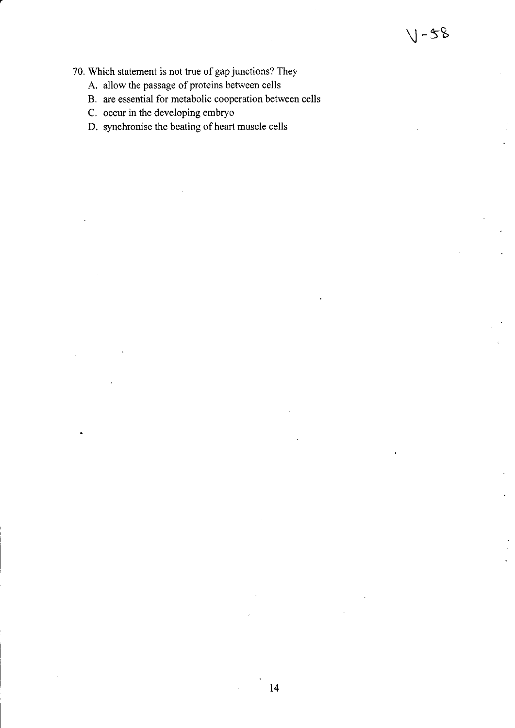V-58

70. Which statement is not true of gap junctions? They
    A. allow the passage of proteins between cells
    B. are essential for metabolic cooperation between cells
    C. occur in the developing embryo
    D. synchronise the beating of heart muscle cells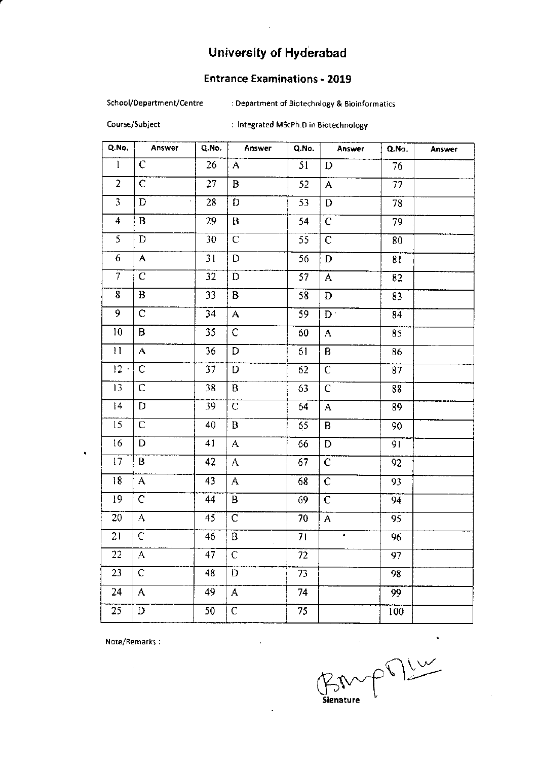# University of Hyderabad

## Entrance Examinations - 2019

School/Department/Centre : Department of Biotechnlogy & Bioinformatics

Course/Subject : Integrated MScPh.D in Biotechnology

| Q.No. | Answer | Q.No. | Answer | Q.No. | Answer | Q.No. | Answer |
|---|---|---|---|---|---|---|---|
| 1 | C | 26 | A | 51 | D | 76 | |
| 2 | C | 27 | B | 52 | A | 77 | |
| 3 | D | 28 | D | 53 | D | 78 | |
| 4 | B | 29 | B | 54 | C | 79 | |
| 5 | D | 30 | C | 55 | C | 80 | |
| 6 | A | 31 | D | 56 | D | 81 | |
| 7 | C | 32 | D | 57 | A | 82 | |
| 8 | B | 33 | B | 58 | D | 83 | |
| 9 | C | 34 | A | 59 | D | 84 | |
| 10 | B | 35 | C | 60 | A | 85 | |
| 11 | A | 36 | D | 61 | B | 86 | |
| 12 | C | 37 | D | 62 | C | 87 | |
| 13 | C | 38 | B | 63 | C | 88 | |
| 14 | D | 39 | C | 64 | A | 89 | |
| 15 | C | 40 | B | 65 | B | 90 | |
| 16 | D | 41 | A | 66 | D | 91 | |
| 17 | B | 42 | A | 67 | C | 92 | |
| 18 | A | 43 | A | 68 | C | 93 | |
| 19 | C | 44 | B | 69 | C | 94 | |
| 20 | A | 45 | C | 70 | A | 95 | |
| 21 | C | 46 | B | 71 | | 96 | |
| 22 | A | 47 | C | 72 | | 97 | |
| 23 | C | 48 | D | 73 | | 98 | |
| 24 | A | 49 | A | 74 | | 99 | |
| 25 | D | 50 | C | 75 | | 100 | |

Note/Remarks :

Signature